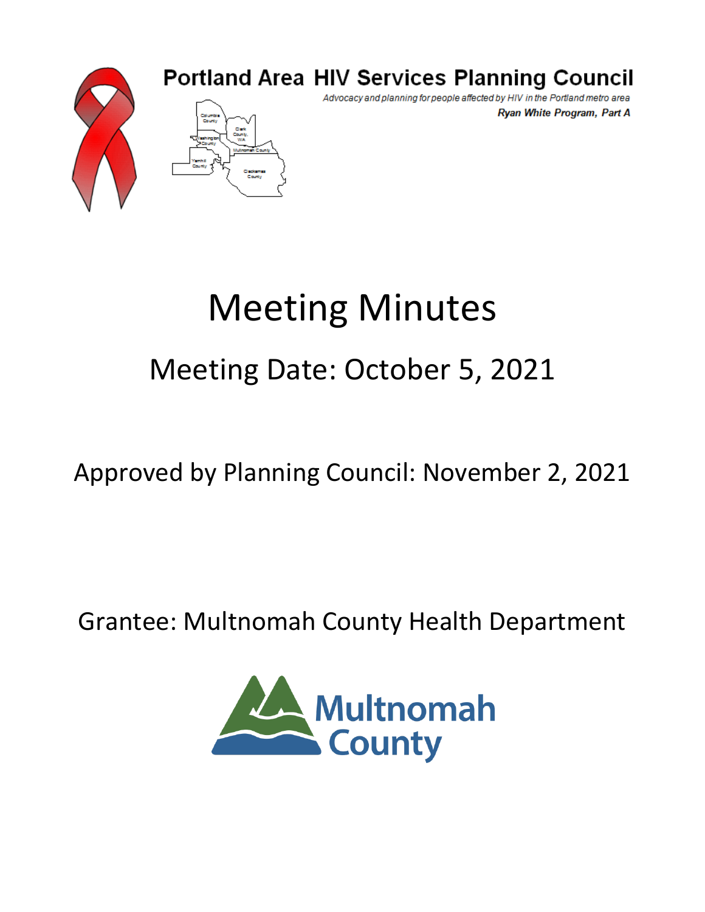# Portland Area HIV Services Planning Council

*Advocacy and planning for people affected by HIV in the Portland metro area*

***Ryan White Program, Part A***

# Meeting Minutes

## Meeting Date: October 5, 2021

Approved by Planning Council: November 2, 2021

Grantee: Multnomah County Health Department

Multnomah County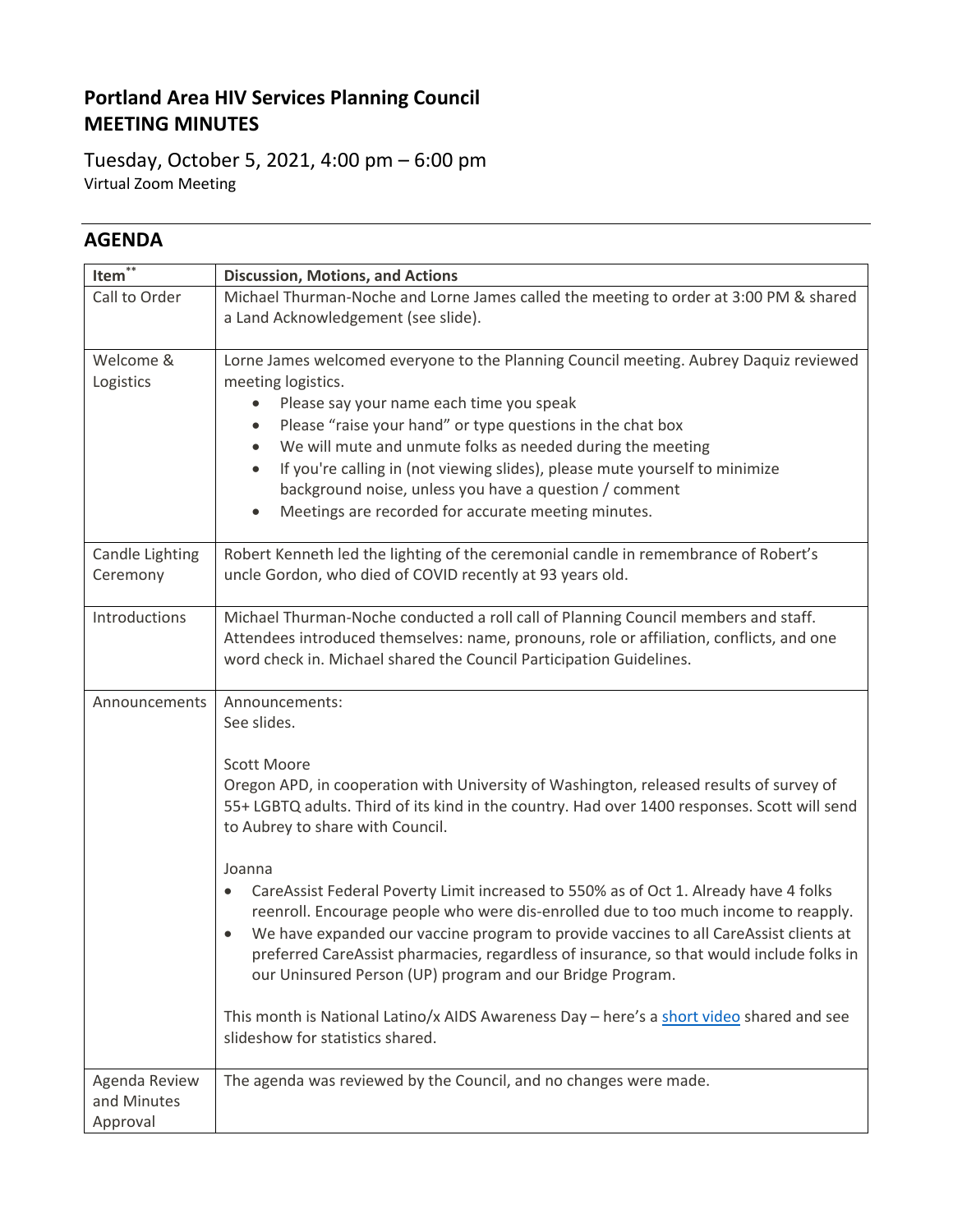# Portland Area HIV Services Planning Council
# MEETING MINUTES

Tuesday, October 5, 2021, 4:00 pm – 6:00 pm
Virtual Zoom Meeting

## AGENDA

| Item** | Discussion, Motions, and Actions |
|---|---|
| Call to Order | Michael Thurman-Noche and Lorne James called the meeting to order at 3:00 PM & shared a Land Acknowledgement (see slide). |
| Welcome & Logistics | Lorne James welcomed everyone to the Planning Council meeting. Aubrey Daquiz reviewed meeting logistics.<br>• Please say your name each time you speak<br>• Please "raise your hand" or type questions in the chat box<br>• We will mute and unmute folks as needed during the meeting<br>• If you're calling in (not viewing slides), please mute yourself to minimize background noise, unless you have a question / comment<br>• Meetings are recorded for accurate meeting minutes. |
| Candle Lighting Ceremony | Robert Kenneth led the lighting of the ceremonial candle in remembrance of Robert's uncle Gordon, who died of COVID recently at 93 years old. |
| Introductions | Michael Thurman-Noche conducted a roll call of Planning Council members and staff. Attendees introduced themselves: name, pronouns, role or affiliation, conflicts, and one word check in. Michael shared the Council Participation Guidelines. |
| Announcements | Announcements:<br>See slides.<br><br>Scott Moore<br>Oregon APD, in cooperation with University of Washington, released results of survey of 55+ LGBTQ adults. Third of its kind in the country. Had over 1400 responses. Scott will send to Aubrey to share with Council.<br><br>Joanna<br>• CareAssist Federal Poverty Limit increased to 550% as of Oct 1. Already have 4 folks reenroll. Encourage people who were dis-enrolled due to too much income to reapply.<br>• We have expanded our vaccine program to provide vaccines to all CareAssist clients at preferred CareAssist pharmacies, regardless of insurance, so that would include folks in our Uninsured Person (UP) program and our Bridge Program.<br><br>This month is National Latino/x AIDS Awareness Day – here's a short video shared and see slideshow for statistics shared. |
| Agenda Review and Minutes Approval | The agenda was reviewed by the Council, and no changes were made. |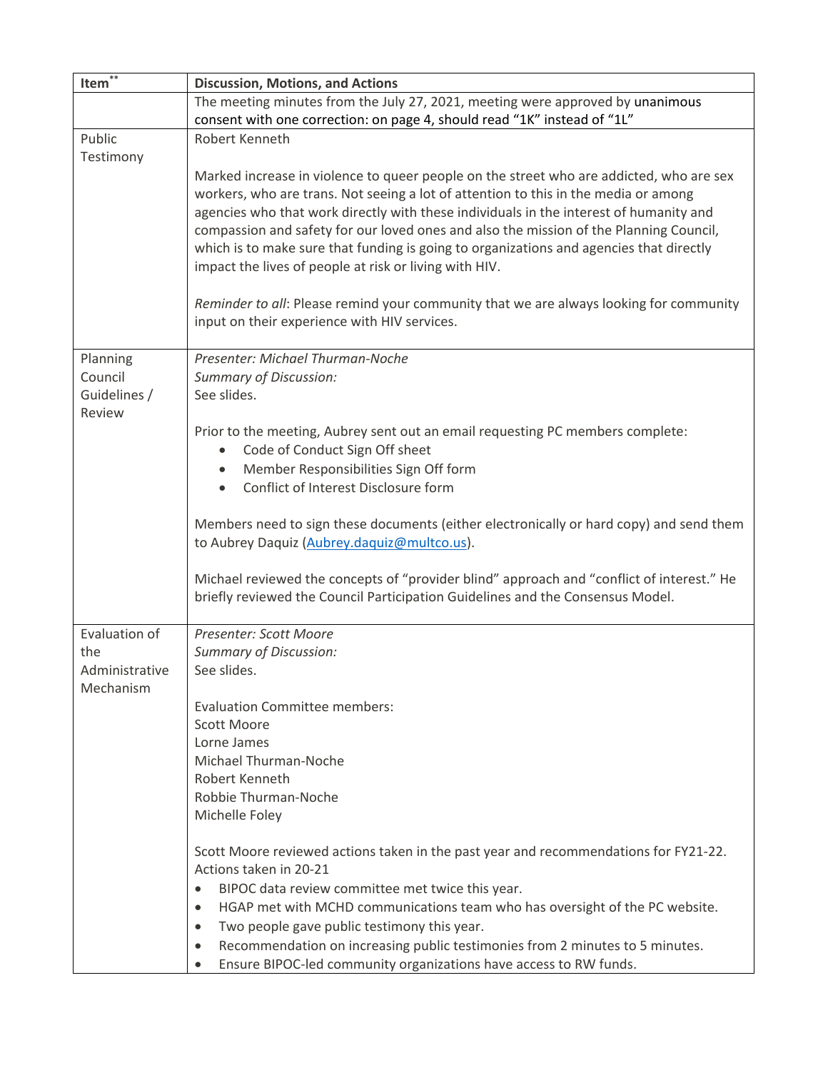| Item** | Discussion, Motions, and Actions |
| --- | --- |
| | The meeting minutes from the July 27, 2021, meeting were approved by unanimous consent with one correction: on page 4, should read "1K" instead of "1L" |
| Public Testimony | Robert Kenneth<br><br>Marked increase in violence to queer people on the street who are addicted, who are sex workers, who are trans. Not seeing a lot of attention to this in the media or among agencies who that work directly with these individuals in the interest of humanity and compassion and safety for our loved ones and also the mission of the Planning Council, which is to make sure that funding is going to organizations and agencies that directly impact the lives of people at risk or living with HIV.<br><br>*Reminder to all*: Please remind your community that we are always looking for community input on their experience with HIV services. |
| Planning Council Guidelines / Review | *Presenter: Michael Thurman-Noche*<br>*Summary of Discussion:*<br>See slides.<br><br>Prior to the meeting, Aubrey sent out an email requesting PC members complete:<br>• Code of Conduct Sign Off sheet<br>• Member Responsibilities Sign Off form<br>• Conflict of Interest Disclosure form<br><br>Members need to sign these documents (either electronically or hard copy) and send them to Aubrey Daquiz (Aubrey.daquiz@multco.us).<br><br>Michael reviewed the concepts of "provider blind" approach and "conflict of interest." He briefly reviewed the Council Participation Guidelines and the Consensus Model. |
| Evaluation of the Administrative Mechanism | *Presenter: Scott Moore*<br>*Summary of Discussion:*<br>See slides.<br><br>Evaluation Committee members:<br>Scott Moore<br>Lorne James<br>Michael Thurman-Noche<br>Robert Kenneth<br>Robbie Thurman-Noche<br>Michelle Foley<br><br>Scott Moore reviewed actions taken in the past year and recommendations for FY21-22.<br>Actions taken in 20-21<br>• BIPOC data review committee met twice this year.<br>• HGAP met with MCHD communications team who has oversight of the PC website.<br>• Two people gave public testimony this year.<br>• Recommendation on increasing public testimonies from 2 minutes to 5 minutes.<br>• Ensure BIPOC-led community organizations have access to RW funds. |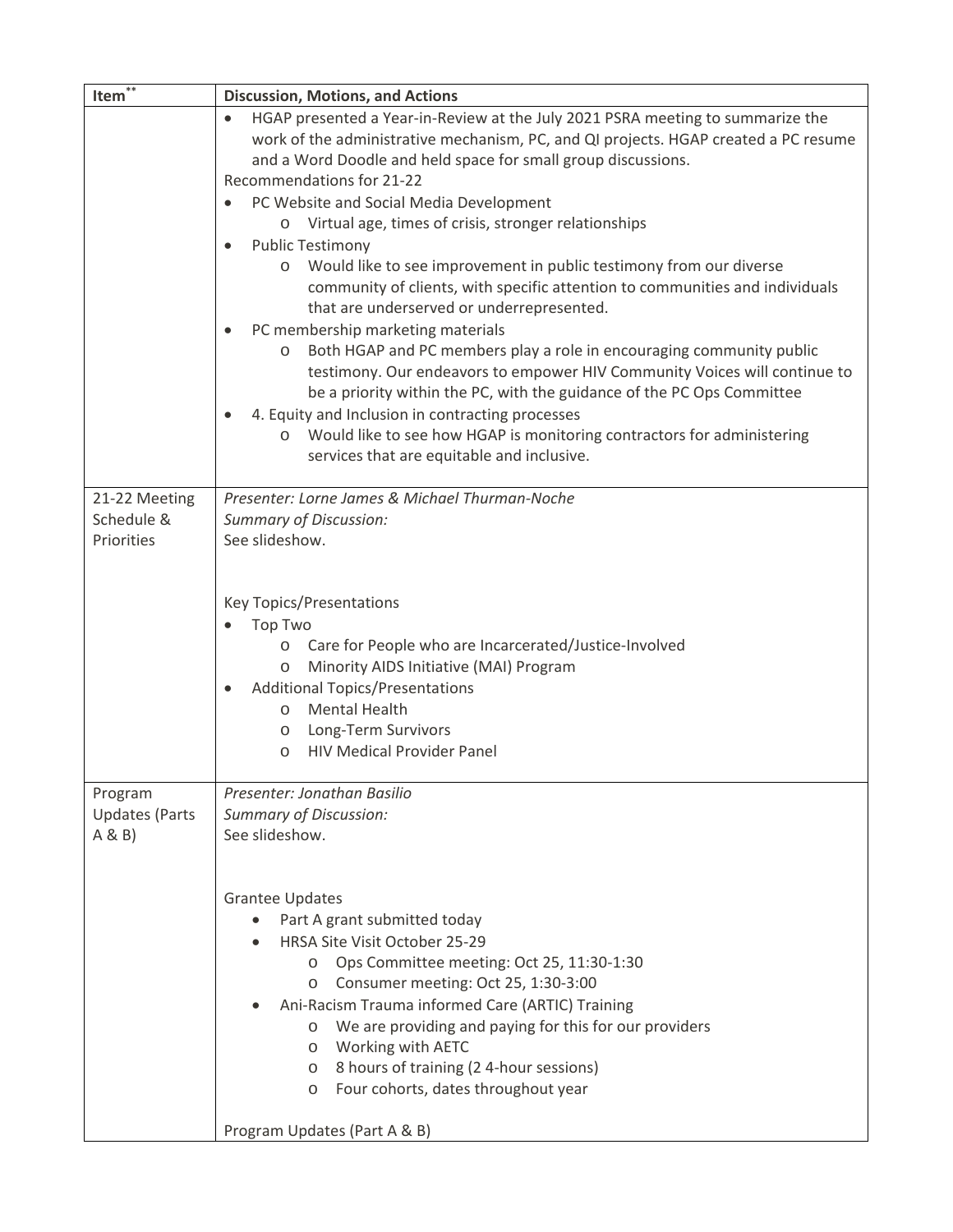| Item** | Discussion, Motions, and Actions |
|---|---|
| | • HGAP presented a Year-in-Review at the July 2021 PSRA meeting to summarize the work of the administrative mechanism, PC, and QI projects. HGAP created a PC resume and a Word Doodle and held space for small group discussions.<br>Recommendations for 21-22<br>• PC Website and Social Media Development<br>  o Virtual age, times of crisis, stronger relationships<br>• Public Testimony<br>  o Would like to see improvement in public testimony from our diverse community of clients, with specific attention to communities and individuals that are underserved or underrepresented.<br>• PC membership marketing materials<br>  o Both HGAP and PC members play a role in encouraging community public testimony. Our endeavors to empower HIV Community Voices will continue to be a priority within the PC, with the guidance of the PC Ops Committee<br>• 4. Equity and Inclusion in contracting processes<br>  o Would like to see how HGAP is monitoring contractors for administering services that are equitable and inclusive. |
| 21-22 Meeting Schedule & Priorities | *Presenter: Lorne James & Michael Thurman-Noche*<br>*Summary of Discussion:*<br>See slideshow.<br><br>Key Topics/Presentations<br>• Top Two<br>  o Care for People who are Incarcerated/Justice-Involved<br>  o Minority AIDS Initiative (MAI) Program<br>• Additional Topics/Presentations<br>  o Mental Health<br>  o Long-Term Survivors<br>  o HIV Medical Provider Panel |
| Program Updates (Parts A & B) | *Presenter: Jonathan Basilio*<br>*Summary of Discussion:*<br>See slideshow.<br><br>Grantee Updates<br>• Part A grant submitted today<br>• HRSA Site Visit October 25-29<br>  o Ops Committee meeting: Oct 25, 11:30-1:30<br>  o Consumer meeting: Oct 25, 1:30-3:00<br>• Ani-Racism Trauma informed Care (ARTIC) Training<br>  o We are providing and paying for this for our providers<br>  o Working with AETC<br>  o 8 hours of training (2 4-hour sessions)<br>  o Four cohorts, dates throughout year<br><br>Program Updates (Part A & B) |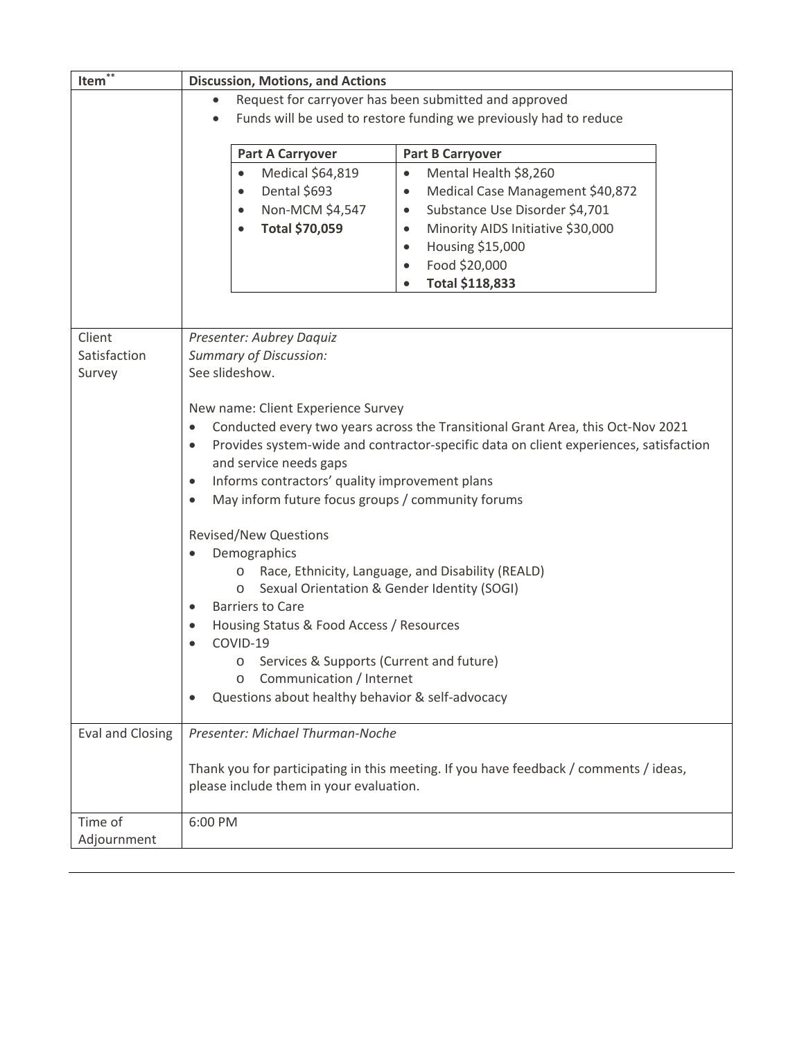| Item** | Discussion, Motions, and Actions |
|---|---|
| | • Request for carryover has been submitted and approved<br>• Funds will be used to restore funding we previously had to reduce<br><br>**Part A Carryover**<br>• Medical \$64,819<br>• Dental \$693<br>• Non-MCM \$4,547<br>• **Total \$70,059**<br><br>**Part B Carryover**<br>• Mental Health \$8,260<br>• Medical Case Management \$40,872<br>• Substance Use Disorder \$4,701<br>• Minority AIDS Initiative \$30,000<br>• Housing \$15,000<br>• Food \$20,000<br>• **Total \$118,833** |
| Client Satisfaction Survey | *Presenter: Aubrey Daquiz*<br>*Summary of Discussion:*<br>See slideshow.<br><br>New name: Client Experience Survey<br>• Conducted every two years across the Transitional Grant Area, this Oct-Nov 2021<br>• Provides system-wide and contractor-specific data on client experiences, satisfaction and service needs gaps<br>• Informs contractors' quality improvement plans<br>• May inform future focus groups / community forums<br><br>Revised/New Questions<br>• Demographics<br>  o Race, Ethnicity, Language, and Disability (REALD)<br>  o Sexual Orientation & Gender Identity (SOGI)<br>• Barriers to Care<br>• Housing Status & Food Access / Resources<br>• COVID-19<br>  o Services & Supports (Current and future)<br>  o Communication / Internet<br>• Questions about healthy behavior & self-advocacy |
| Eval and Closing | *Presenter: Michael Thurman-Noche*<br><br>Thank you for participating in this meeting. If you have feedback / comments / ideas, please include them in your evaluation. |
| Time of Adjournment | 6:00 PM |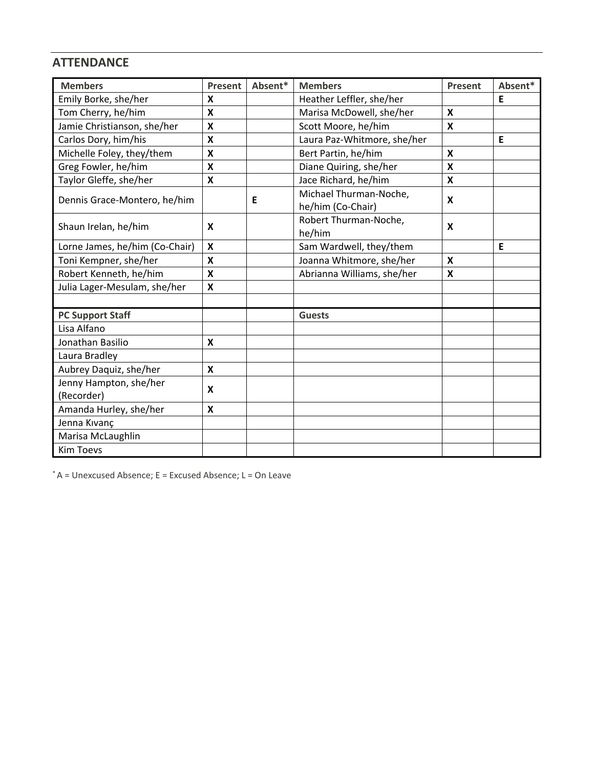## ATTENDANCE

| Members | Present | Absent* | Members | Present | Absent* |
|---|---|---|---|---|---|
| Emily Borke, she/her | **X** | | Heather Leffler, she/her | | **E** |
| Tom Cherry, he/him | **X** | | Marisa McDowell, she/her | **X** | |
| Jamie Christianson, she/her | **X** | | Scott Moore, he/him | **X** | |
| Carlos Dory, him/his | **X** | | Laura Paz-Whitmore, she/her | | **E** |
| Michelle Foley, they/them | **X** | | Bert Partin, he/him | **X** | |
| Greg Fowler, he/him | **X** | | Diane Quiring, she/her | **X** | |
| Taylor Gleffe, she/her | **X** | | Jace Richard, he/him | **X** | |
| Dennis Grace-Montero, he/him | | **E** | Michael Thurman-Noche, he/him (Co-Chair) | **X** | |
| Shaun Irelan, he/him | **X** | | Robert Thurman-Noche, he/him | **X** | |
| Lorne James, he/him (Co-Chair) | **X** | | Sam Wardwell, they/them | | **E** |
| Toni Kempner, she/her | **X** | | Joanna Whitmore, she/her | **X** | |
| Robert Kenneth, he/him | **X** | | Abrianna Williams, she/her | **X** | |
| Julia Lager-Mesulam, she/her | **X** | | | | |
| | | | | | |
| **PC Support Staff** | | | **Guests** | | |
| Lisa Alfano | | | | | |
| Jonathan Basilio | **X** | | | | |
| Laura Bradley | | | | | |
| Aubrey Daquiz, she/her | **X** | | | | |
| Jenny Hampton, she/her (Recorder) | **X** | | | | |
| Amanda Hurley, she/her | **X** | | | | |
| Jenna Kıvanç | | | | | |
| Marisa McLaughlin | | | | | |
| Kim Toevs | | | | | |

* A = Unexcused Absence; E = Excused Absence; L = On Leave